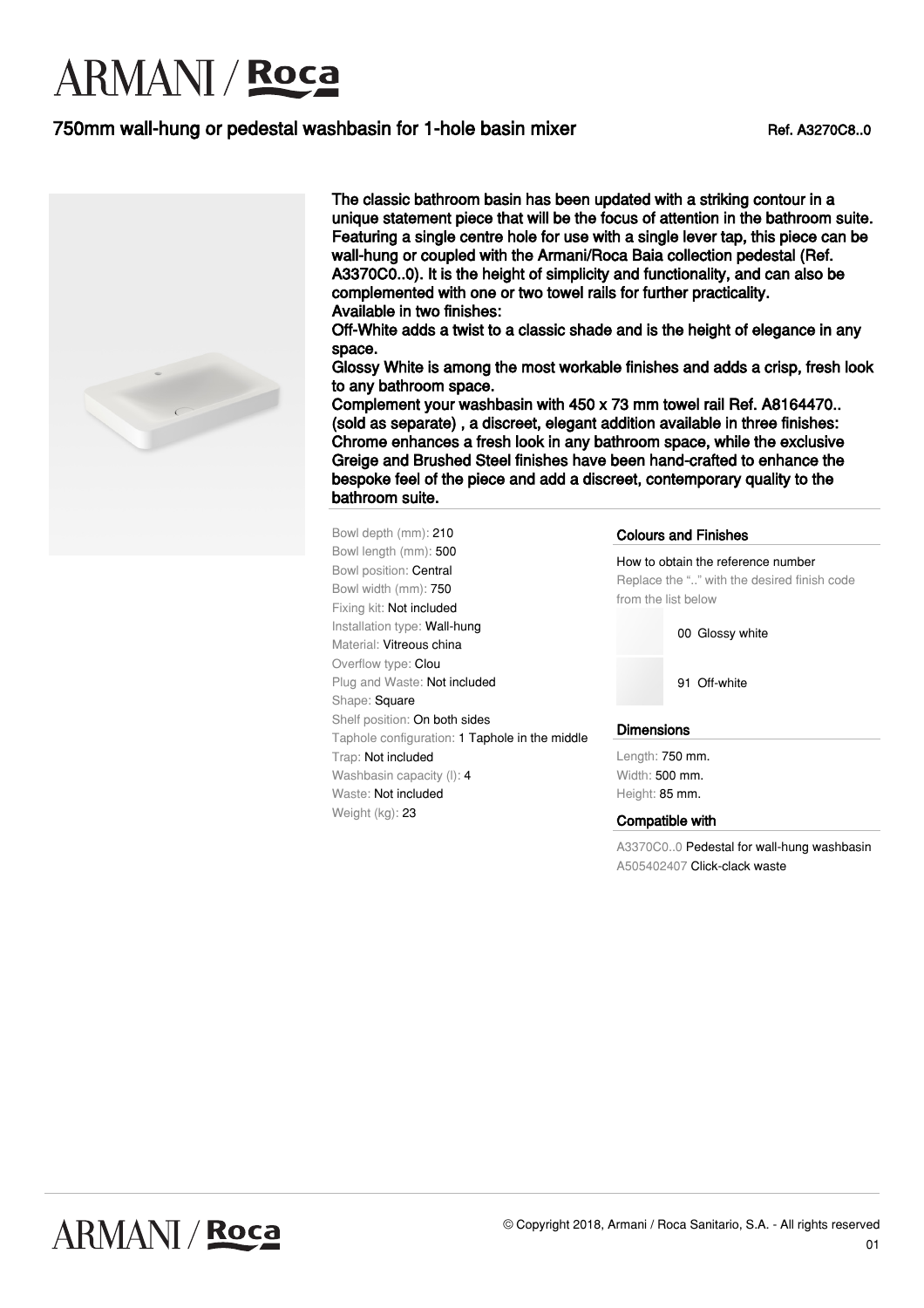# ARMANI / Roca

## 750mm wall-hung or pedestal washbasin for 1-hole basin mixer

Ref. A3270C8..0

**The classic bathroom basin has been updated with a striking contour in a unique statement piece that will be the focus of attention in the bathroom suite. Featuring a single centre hole for use with a single lever tap, this piece can be wall-hung or coupled with the Armani/Roca Baia collection pedestal (Ref. A3370C0..0). It is the height of simplicity and functionality, and can also be complemented with one or two towel rails for further practicality.**
**Available in two finishes:**
**Off-White adds a twist to a classic shade and is the height of elegance in any space.**
**Glossy White is among the most workable finishes and adds a crisp, fresh look to any bathroom space.**
**Complement your washbasin with 450 x 73 mm towel rail Ref. A8164470.. (sold as separate) , a discreet, elegant addition available in three finishes: Chrome enhances a fresh look in any bathroom space, while the exclusive Greige and Brushed Steel finishes have been hand-crafted to enhance the bespoke feel of the piece and add a discreet, contemporary quality to the bathroom suite.**

Bowl depth (mm): 210
Bowl length (mm): 500
Bowl position: Central
Bowl width (mm): 750
Fixing kit: Not included
Installation type: Wall-hung
Material: Vitreous china
Overflow type: Clou
Plug and Waste: Not included
Shape: Square
Shelf position: On both sides
Taphole configuration: 1 Taphole in the middle
Trap: Not included
Washbasin capacity (l): 4
Waste: Not included
Weight (kg): 23

### Colours and Finishes

How to obtain the reference number
Replace the ".." with the desired finish code from the list below

- 00 Glossy white
- 91 Off-white

### Dimensions

Length: 750 mm.
Width: 500 mm.
Height: 85 mm.

### Compatible with

A3370C0..0 Pedestal for wall-hung washbasin
A505402407 Click-clack waste

© Copyright 2018, Armani / Roca Sanitario, S.A. - All rights reserved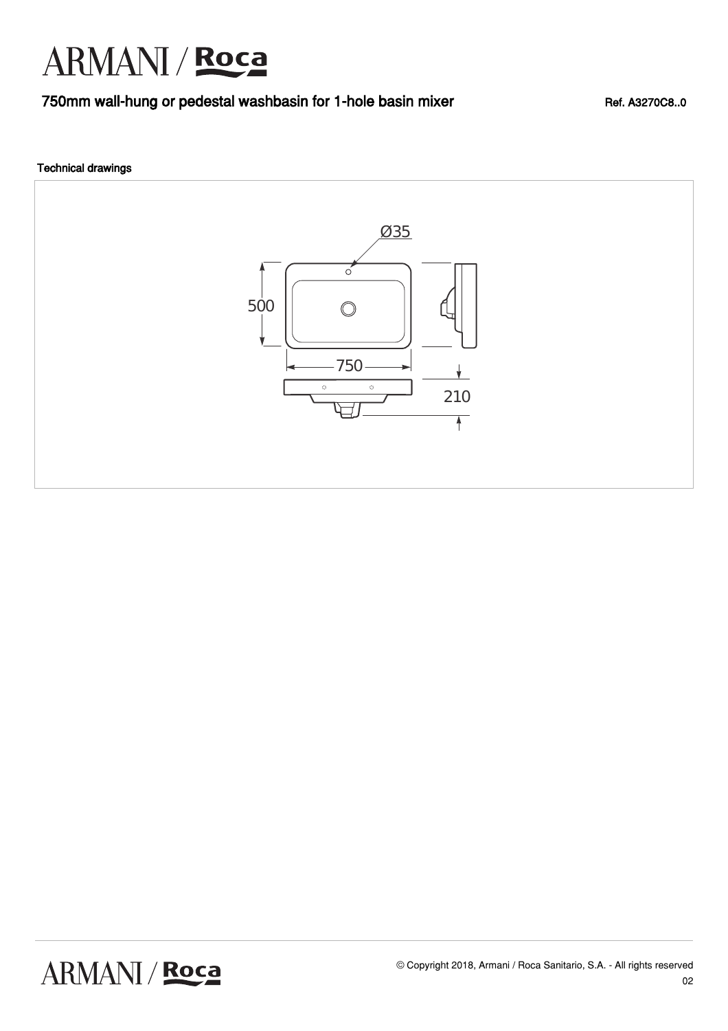# ARMANI / Roca

## 750mm wall-hung or pedestal washbasin for 1-hole basin mixer

Ref. A3270C8..0

### Technical drawings

Ø35

500

750

210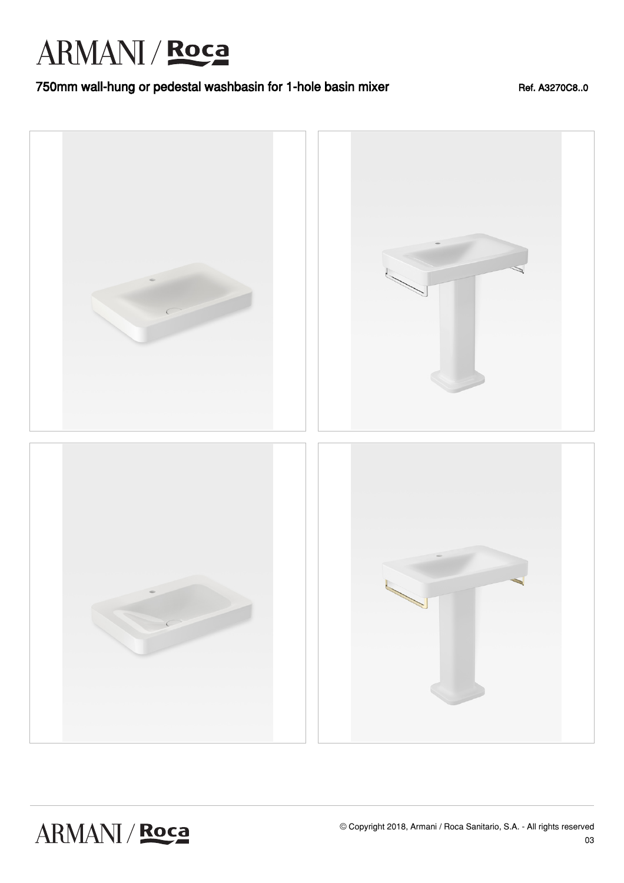# ARMANI / Roca

## 750mm wall-hung or pedestal washbasin for 1-hole basin mixer

Ref. A3270C8..0

© Copyright 2018, Armani / Roca Sanitario, S.A. - All rights reserved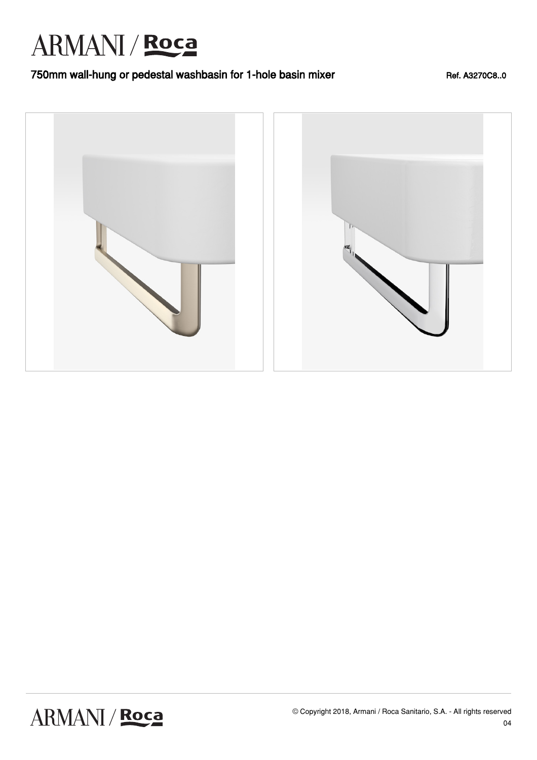# 750mm wall-hung or pedestal washbasin for 1-hole basin mixer

Ref. A3270C8..0